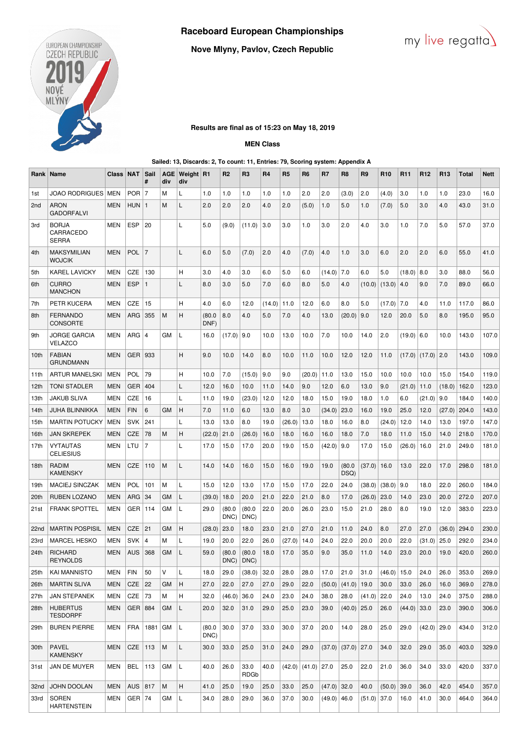# Raceboard European Championships

## Nove Mlyny, Pavlov, Czech Republic

**Results are final as of 15:23 on May 18, 2019**

**MEN Class**

**Sailed: 13, Discards: 2, To count: 11, Entries: 79, Scoring system: Appendix A**

| Rank | Name | Class | NAT | Sail # | AGE div | Weight div | R1 | R2 | R3 | R4 | R5 | R6 | R7 | R8 | R9 | R10 | R11 | R12 | R13 | Total | Nett |
|---|---|---|---|---|---|---|---|---|---|---|---|---|---|---|---|---|---|---|---|---|---|
| 1st | JOAO RODRIGUES | MEN | POR | 7 | M | L | 1.0 | 1.0 | 1.0 | 1.0 | 1.0 | 2.0 | 2.0 | (3.0) | 2.0 | (4.0) | 3.0 | 1.0 | 1.0 | 23.0 | 16.0 |
| 2nd | ARON GADORFALVI | MEN | HUN | 1 | M | L | 2.0 | 2.0 | 2.0 | 4.0 | 2.0 | (5.0) | 1.0 | 5.0 | 1.0 | (7.0) | 5.0 | 3.0 | 4.0 | 43.0 | 31.0 |
| 3rd | BORJA CARRACEDO SERRA | MEN | ESP | 20 | | L | 5.0 | (9.0) | (11.0) | 3.0 | 3.0 | 1.0 | 3.0 | 2.0 | 4.0 | 3.0 | 1.0 | 7.0 | 5.0 | 57.0 | 37.0 |
| 4th | MAKSYMILIAN WOJCIK | MEN | POL | 7 | | L | 6.0 | 5.0 | (7.0) | 2.0 | 4.0 | (7.0) | 4.0 | 1.0 | 3.0 | 6.0 | 2.0 | 2.0 | 6.0 | 55.0 | 41.0 |
| 5th | KAREL LAVICKY | MEN | CZE | 130 | | H | 3.0 | 4.0 | 3.0 | 6.0 | 5.0 | 6.0 | (14.0) | 7.0 | 6.0 | 5.0 | (18.0) | 8.0 | 3.0 | 88.0 | 56.0 |
| 6th | CURRO MANCHON | MEN | ESP | 1 | | L | 8.0 | 3.0 | 5.0 | 7.0 | 6.0 | 8.0 | 5.0 | 4.0 | (10.0) | (13.0) | 4.0 | 9.0 | 7.0 | 89.0 | 66.0 |
| 7th | PETR KUCERA | MEN | CZE | 15 | | H | 4.0 | 6.0 | 12.0 | (14.0) | 11.0 | 12.0 | 6.0 | 8.0 | 5.0 | (17.0) | 7.0 | 4.0 | 11.0 | 117.0 | 86.0 |
| 8th | FERNANDO CONSORTE | MEN | ARG | 355 | M | H | (80.0 DNF) | 8.0 | 4.0 | 5.0 | 7.0 | 4.0 | 13.0 | (20.0) | 9.0 | 12.0 | 20.0 | 5.0 | 8.0 | 195.0 | 95.0 |
| 9th | JORGE GARCIA VELAZCO | MEN | ARG | 4 | GM | L | 16.0 | (17.0) | 9.0 | 10.0 | 13.0 | 10.0 | 7.0 | 10.0 | 14.0 | 2.0 | (19.0) | 6.0 | 10.0 | 143.0 | 107.0 |
| 10th | FABIAN GRUNDMANN | MEN | GER | 933 | | H | 9.0 | 10.0 | 14.0 | 8.0 | 10.0 | 11.0 | 10.0 | 12.0 | 12.0 | 11.0 | (17.0) | (17.0) | 2.0 | 143.0 | 109.0 |
| 11th | ARTUR MANELSKI | MEN | POL | 79 | | H | 10.0 | 7.0 | (15.0) | 9.0 | 9.0 | (20.0) | 11.0 | 13.0 | 15.0 | 10.0 | 10.0 | 10.0 | 15.0 | 154.0 | 119.0 |
| 12th | TONI STADLER | MEN | GER | 404 | | L | 12.0 | 16.0 | 10.0 | 11.0 | 14.0 | 9.0 | 12.0 | 6.0 | 13.0 | 9.0 | (21.0) | 11.0 | (18.0) | 162.0 | 123.0 |
| 13th | JAKUB SLIVA | MEN | CZE | 16 | | L | 11.0 | 19.0 | (23.0) | 12.0 | 12.0 | 18.0 | 15.0 | 19.0 | 18.0 | 1.0 | 6.0 | (21.0) | 9.0 | 184.0 | 140.0 |
| 14th | JUHA BLINNIKKA | MEN | FIN | 6 | GM | H | 7.0 | 11.0 | 6.0 | 13.0 | 8.0 | 3.0 | (34.0) | 23.0 | 16.0 | 19.0 | 25.0 | 12.0 | (27.0) | 204.0 | 143.0 |
| 15th | MARTIN POTUCKY | MEN | SVK | 241 | | L | 13.0 | 13.0 | 8.0 | 19.0 | (26.0) | 13.0 | 18.0 | 16.0 | 8.0 | (24.0) | 12.0 | 14.0 | 13.0 | 197.0 | 147.0 |
| 16th | JAN SKREPEK | MEN | CZE | 78 | M | H | (22.0) | 21.0 | (26.0) | 16.0 | 18.0 | 16.0 | 16.0 | 18.0 | 7.0 | 18.0 | 11.0 | 15.0 | 14.0 | 218.0 | 170.0 |
| 17th | VYTAUTAS CELIESIUS | MEN | LTU | 7 | | L | 17.0 | 15.0 | 17.0 | 20.0 | 19.0 | 15.0 | (42.0) | 9.0 | 17.0 | 15.0 | (26.0) | 16.0 | 21.0 | 249.0 | 181.0 |
| 18th | RADIM KAMENSKY | MEN | CZE | 110 | M | L | 14.0 | 14.0 | 16.0 | 15.0 | 16.0 | 19.0 | 19.0 | (80.0 DSQ) | (37.0) | 16.0 | 13.0 | 22.0 | 17.0 | 298.0 | 181.0 |
| 19th | MACIEJ SINCZAK | MEN | POL | 101 | M | L | 15.0 | 12.0 | 13.0 | 17.0 | 15.0 | 17.0 | 22.0 | 24.0 | (38.0) | (38.0) | 9.0 | 18.0 | 22.0 | 260.0 | 184.0 |
| 20th | RUBEN LOZANO | MEN | ARG | 34 | GM | L | (39.0) | 18.0 | 20.0 | 21.0 | 22.0 | 21.0 | 8.0 | 17.0 | (26.0) | 23.0 | 14.0 | 23.0 | 20.0 | 272.0 | 207.0 |
| 21st | FRANK SPOTTEL | MEN | GER | 114 | GM | L | 29.0 | (80.0 DNC) | (80.0 DNC) | 22.0 | 20.0 | 26.0 | 23.0 | 15.0 | 21.0 | 28.0 | 8.0 | 19.0 | 12.0 | 383.0 | 223.0 |
| 22nd | MARTIN POSPISIL | MEN | CZE | 21 | GM | H | (28.0) | 23.0 | 18.0 | 23.0 | 21.0 | 27.0 | 21.0 | 11.0 | 24.0 | 8.0 | 27.0 | 27.0 | (36.0) | 294.0 | 230.0 |
| 23rd | MARCEL HESKO | MEN | SVK | 4 | M | L | 19.0 | 20.0 | 22.0 | 26.0 | (27.0) | 14.0 | 24.0 | 22.0 | 20.0 | 20.0 | 22.0 | (31.0) | 25.0 | 292.0 | 234.0 |
| 24th | RICHARD REYNOLDS | MEN | AUS | 368 | GM | L | 59.0 | (80.0 DNC) | (80.0 DNC) | 18.0 | 17.0 | 35.0 | 9.0 | 35.0 | 11.0 | 14.0 | 23.0 | 20.0 | 19.0 | 420.0 | 260.0 |
| 25th | KAI MANNISTO | MEN | FIN | 50 | V | L | 18.0 | 29.0 | (38.0) | 32.0 | 28.0 | 28.0 | 17.0 | 21.0 | 31.0 | (46.0) | 15.0 | 24.0 | 26.0 | 353.0 | 269.0 |
| 26th | MARTIN SLIVA | MEN | CZE | 22 | GM | H | 27.0 | 22.0 | 27.0 | 27.0 | 29.0 | 22.0 | (50.0) | (41.0) | 19.0 | 30.0 | 33.0 | 26.0 | 16.0 | 369.0 | 278.0 |
| 27th | JAN STEPANEK | MEN | CZE | 73 | M | H | 32.0 | (46.0) | 36.0 | 24.0 | 23.0 | 24.0 | 38.0 | 28.0 | (41.0) | 22.0 | 24.0 | 13.0 | 24.0 | 375.0 | 288.0 |
| 28th | HUBERTUS TESDORPF | MEN | GER | 884 | GM | L | 20.0 | 32.0 | 31.0 | 29.0 | 25.0 | 23.0 | 39.0 | (40.0) | 25.0 | 26.0 | (44.0) | 33.0 | 23.0 | 390.0 | 306.0 |
| 29th | BUREN PIERRE | MEN | FRA | 1881 | GM | L | (80.0 DNC) | 30.0 | 37.0 | 33.0 | 30.0 | 37.0 | 20.0 | 14.0 | 28.0 | 25.0 | 29.0 | (42.0) | 29.0 | 434.0 | 312.0 |
| 30th | PAVEL KAMENSKY | MEN | CZE | 113 | M | L | 30.0 | 33.0 | 25.0 | 31.0 | 24.0 | 29.0 | (37.0) | (37.0) | 27.0 | 34.0 | 32.0 | 29.0 | 35.0 | 403.0 | 329.0 |
| 31st | JAN DE MUYER | MEN | BEL | 113 | GM | L | 40.0 | 26.0 | 33.0 RDGb | 40.0 | (42.0) | (41.0) | 27.0 | 25.0 | 22.0 | 21.0 | 36.0 | 34.0 | 33.0 | 420.0 | 337.0 |
| 32nd | JOHN DOOLAN | MEN | AUS | 817 | M | H | 41.0 | 25.0 | 19.0 | 25.0 | 33.0 | 25.0 | (47.0) | 32.0 | 40.0 | (50.0) | 39.0 | 36.0 | 42.0 | 454.0 | 357.0 |
| 33rd | SOREN HARTENSTEIN | MEN | GER | 74 | GM | L | 34.0 | 28.0 | 29.0 | 36.0 | 37.0 | 30.0 | (49.0) | 46.0 | (51.0) | 37.0 | 16.0 | 41.0 | 30.0 | 464.0 | 364.0 |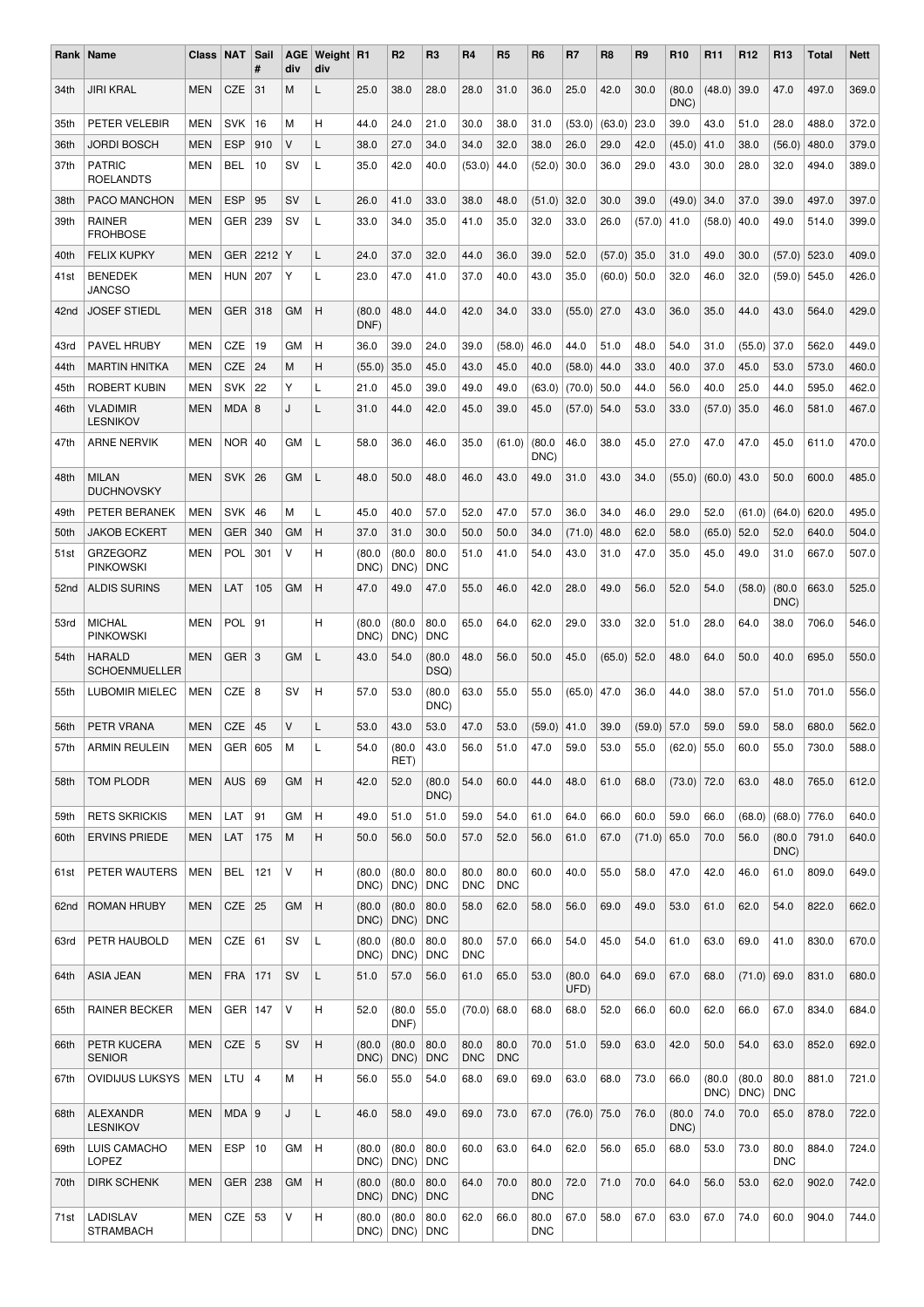| Rank | Name | Class | NAT | Sail # | AGE div | Weight div | R1 | R2 | R3 | R4 | R5 | R6 | R7 | R8 | R9 | R10 | R11 | R12 | R13 | Total | Nett |
|---|---|---|---|---|---|---|---|---|---|---|---|---|---|---|---|---|---|---|---|---|---|
| 34th | JIRI KRAL | MEN | CZE | 31 | M | L | 25.0 | 38.0 | 28.0 | 28.0 | 31.0 | 36.0 | 25.0 | 42.0 | 30.0 | (80.0 DNC) | (48.0) | 39.0 | 47.0 | 497.0 | 369.0 |
| 35th | PETER VELEBIR | MEN | SVK | 16 | M | H | 44.0 | 24.0 | 21.0 | 30.0 | 38.0 | 31.0 | (53.0) | (63.0) | 23.0 | 39.0 | 43.0 | 51.0 | 28.0 | 488.0 | 372.0 |
| 36th | JORDI BOSCH | MEN | ESP | 910 | V | L | 38.0 | 27.0 | 34.0 | 34.0 | 32.0 | 38.0 | 26.0 | 29.0 | 42.0 | (45.0) | 41.0 | 38.0 | (56.0) | 480.0 | 379.0 |
| 37th | PATRIC ROELANDTS | MEN | BEL | 10 | SV | L | 35.0 | 42.0 | 40.0 | (53.0) | 44.0 | (52.0) | 30.0 | 36.0 | 29.0 | 43.0 | 30.0 | 28.0 | 32.0 | 494.0 | 389.0 |
| 38th | PACO MANCHON | MEN | ESP | 95 | SV | L | 26.0 | 41.0 | 33.0 | 38.0 | 48.0 | (51.0) | 32.0 | 30.0 | 39.0 | (49.0) | 34.0 | 37.0 | 39.0 | 497.0 | 397.0 |
| 39th | RAINER FROHBOSE | MEN | GER | 239 | SV | L | 33.0 | 34.0 | 35.0 | 41.0 | 35.0 | 32.0 | 33.0 | 26.0 | (57.0) | 41.0 | (58.0) | 40.0 | 49.0 | 514.0 | 399.0 |
| 40th | FELIX KUPKY | MEN | GER | 2212 | Y | L | 24.0 | 37.0 | 32.0 | 44.0 | 36.0 | 39.0 | 52.0 | (57.0) | 35.0 | 31.0 | 49.0 | 30.0 | (57.0) | 523.0 | 409.0 |
| 41st | BENEDEK JANCSO | MEN | HUN | 207 | Y | L | 23.0 | 47.0 | 41.0 | 37.0 | 40.0 | 43.0 | 35.0 | (60.0) | 50.0 | 32.0 | 46.0 | 32.0 | (59.0) | 545.0 | 426.0 |
| 42nd | JOSEF STIEDL | MEN | GER | 318 | GM | H | (80.0 DNF) | 48.0 | 44.0 | 42.0 | 34.0 | 33.0 | (55.0) | 27.0 | 43.0 | 36.0 | 35.0 | 44.0 | 43.0 | 564.0 | 429.0 |
| 43rd | PAVEL HRUBY | MEN | CZE | 19 | GM | H | 36.0 | 39.0 | 24.0 | 39.0 | (58.0) | 46.0 | 44.0 | 51.0 | 48.0 | 54.0 | 31.0 | (55.0) | 37.0 | 562.0 | 449.0 |
| 44th | MARTIN HNITKA | MEN | CZE | 24 | M | H | (55.0) | 35.0 | 45.0 | 43.0 | 45.0 | 40.0 | (58.0) | 44.0 | 33.0 | 40.0 | 37.0 | 45.0 | 53.0 | 573.0 | 460.0 |
| 45th | ROBERT KUBIN | MEN | SVK | 22 | Y | L | 21.0 | 45.0 | 39.0 | 49.0 | 49.0 | (63.0) | (70.0) | 50.0 | 44.0 | 56.0 | 40.0 | 25.0 | 44.0 | 595.0 | 462.0 |
| 46th | VLADIMIR LESNIKOV | MEN | MDA | 8 | J | L | 31.0 | 44.0 | 42.0 | 45.0 | 39.0 | 45.0 | (57.0) | 54.0 | 53.0 | 33.0 | (57.0) | 35.0 | 46.0 | 581.0 | 467.0 |
| 47th | ARNE NERVIK | MEN | NOR | 40 | GM | L | 58.0 | 36.0 | 46.0 | 35.0 | (61.0) | (80.0 DNC) | 46.0 | 38.0 | 45.0 | 27.0 | 47.0 | 47.0 | 45.0 | 611.0 | 470.0 |
| 48th | MILAN DUCHNOVSKY | MEN | SVK | 26 | GM | L | 48.0 | 50.0 | 48.0 | 46.0 | 43.0 | 49.0 | 31.0 | 43.0 | 34.0 | (55.0) | (60.0) | 43.0 | 50.0 | 600.0 | 485.0 |
| 49th | PETER BERANEK | MEN | SVK | 46 | M | L | 45.0 | 40.0 | 57.0 | 52.0 | 47.0 | 57.0 | 36.0 | 34.0 | 46.0 | 29.0 | 52.0 | (61.0) | (64.0) | 620.0 | 495.0 |
| 50th | JAKOB ECKERT | MEN | GER | 340 | GM | H | 37.0 | 31.0 | 30.0 | 50.0 | 50.0 | 34.0 | (71.0) | 48.0 | 62.0 | 58.0 | (65.0) | 52.0 | 52.0 | 640.0 | 504.0 |
| 51st | GRZEGORZ PINKOWSKI | MEN | POL | 301 | V | H | (80.0 DNC) | (80.0 DNC) | 80.0 DNC | 51.0 | 41.0 | 54.0 | 43.0 | 31.0 | 47.0 | 35.0 | 45.0 | 49.0 | 31.0 | 667.0 | 507.0 |
| 52nd | ALDIS SURINS | MEN | LAT | 105 | GM | H | 47.0 | 49.0 | 47.0 | 55.0 | 46.0 | 42.0 | 28.0 | 49.0 | 56.0 | 52.0 | 54.0 | (58.0) | (80.0 DNC) | 663.0 | 525.0 |
| 53rd | MICHAL PINKOWSKI | MEN | POL | 91 | | H | (80.0 DNC) | (80.0 DNC) | 80.0 DNC | 65.0 | 64.0 | 62.0 | 29.0 | 33.0 | 32.0 | 51.0 | 28.0 | 64.0 | 38.0 | 706.0 | 546.0 |
| 54th | HARALD SCHOENMUELLER | MEN | GER | 3 | GM | L | 43.0 | 54.0 | (80.0 DSQ) | 48.0 | 56.0 | 50.0 | 45.0 | (65.0) | 52.0 | 48.0 | 64.0 | 50.0 | 40.0 | 695.0 | 550.0 |
| 55th | LUBOMIR MIELEC | MEN | CZE | 8 | SV | H | 57.0 | 53.0 | (80.0 DNC) | 63.0 | 55.0 | 55.0 | (65.0) | 47.0 | 36.0 | 44.0 | 38.0 | 57.0 | 51.0 | 701.0 | 556.0 |
| 56th | PETR VRANA | MEN | CZE | 45 | V | L | 53.0 | 43.0 | 53.0 | 47.0 | 53.0 | (59.0) | 41.0 | 39.0 | (59.0) | 57.0 | 59.0 | 59.0 | 58.0 | 680.0 | 562.0 |
| 57th | ARMIN REULEIN | MEN | GER | 605 | M | L | 54.0 | (80.0 RET) | 43.0 | 56.0 | 51.0 | 47.0 | 59.0 | 53.0 | 55.0 | (62.0) | 55.0 | 60.0 | 55.0 | 730.0 | 588.0 |
| 58th | TOM PLODR | MEN | AUS | 69 | GM | H | 42.0 | 52.0 | (80.0 DNC) | 54.0 | 60.0 | 44.0 | 48.0 | 61.0 | 68.0 | (73.0) | 72.0 | 63.0 | 48.0 | 765.0 | 612.0 |
| 59th | RETS SKRICKIS | MEN | LAT | 91 | GM | H | 49.0 | 51.0 | 51.0 | 59.0 | 54.0 | 61.0 | 64.0 | 66.0 | 60.0 | 59.0 | 66.0 | (68.0) | (68.0) | 776.0 | 640.0 |
| 60th | ERVINS PRIEDE | MEN | LAT | 175 | M | H | 50.0 | 56.0 | 50.0 | 57.0 | 52.0 | 56.0 | 61.0 | 67.0 | (71.0) | 65.0 | 70.0 | 56.0 | (80.0 DNC) | 791.0 | 640.0 |
| 61st | PETER WAUTERS | MEN | BEL | 121 | V | H | (80.0 DNC) | (80.0 DNC) | 80.0 DNC | 80.0 DNC | 80.0 DNC | 60.0 | 40.0 | 55.0 | 58.0 | 47.0 | 42.0 | 46.0 | 61.0 | 809.0 | 649.0 |
| 62nd | ROMAN HRUBY | MEN | CZE | 25 | GM | H | (80.0 DNC) | (80.0 DNC) | 80.0 DNC | 58.0 | 62.0 | 58.0 | 56.0 | 69.0 | 49.0 | 53.0 | 61.0 | 62.0 | 54.0 | 822.0 | 662.0 |
| 63rd | PETR HAUBOLD | MEN | CZE | 61 | SV | L | (80.0 DNC) | (80.0 DNC) | 80.0 DNC | 80.0 DNC | 57.0 | 66.0 | 54.0 | 45.0 | 54.0 | 61.0 | 63.0 | 69.0 | 41.0 | 830.0 | 670.0 |
| 64th | ASIA JEAN | MEN | FRA | 171 | SV | L | 51.0 | 57.0 | 56.0 | 61.0 | 65.0 | 53.0 | (80.0 UFD) | 64.0 | 69.0 | 67.0 | 68.0 | (71.0) | 69.0 | 831.0 | 680.0 |
| 65th | RAINER BECKER | MEN | GER | 147 | V | H | 52.0 | (80.0 DNF) | 55.0 | (70.0) | 68.0 | 68.0 | 68.0 | 52.0 | 66.0 | 60.0 | 62.0 | 66.0 | 67.0 | 834.0 | 684.0 |
| 66th | PETR KUCERA SENIOR | MEN | CZE | 5 | SV | H | (80.0 DNC) | (80.0 DNC) | 80.0 DNC | 80.0 DNC | 80.0 DNC | 70.0 | 51.0 | 59.0 | 63.0 | 42.0 | 50.0 | 54.0 | 63.0 | 852.0 | 692.0 |
| 67th | OVIDIJUS LUKSYS | MEN | LTU | 4 | M | H | 56.0 | 55.0 | 54.0 | 68.0 | 69.0 | 69.0 | 63.0 | 68.0 | 73.0 | 66.0 | (80.0 DNC) | (80.0 DNC) | 80.0 DNC | 881.0 | 721.0 |
| 68th | ALEXANDR LESNIKOV | MEN | MDA | 9 | J | L | 46.0 | 58.0 | 49.0 | 69.0 | 73.0 | 67.0 | (76.0) | 75.0 | 76.0 | (80.0 DNC) | 74.0 | 70.0 | 65.0 | 878.0 | 722.0 |
| 69th | LUIS CAMACHO LOPEZ | MEN | ESP | 10 | GM | H | (80.0 DNC) | (80.0 DNC) | 80.0 DNC | 60.0 | 63.0 | 64.0 | 62.0 | 56.0 | 65.0 | 68.0 | 53.0 | 73.0 | 80.0 DNC | 884.0 | 724.0 |
| 70th | DIRK SCHENK | MEN | GER | 238 | GM | H | (80.0 DNC) | (80.0 DNC) | 80.0 DNC | 64.0 | 70.0 | 80.0 DNC | 72.0 | 71.0 | 70.0 | 64.0 | 56.0 | 53.0 | 62.0 | 902.0 | 742.0 |
| 71st | LADISLAV STRAMBACH | MEN | CZE | 53 | V | H | (80.0 DNC) | (80.0 DNC) | 80.0 DNC | 62.0 | 66.0 | 80.0 DNC | 67.0 | 58.0 | 67.0 | 63.0 | 67.0 | 74.0 | 60.0 | 904.0 | 744.0 |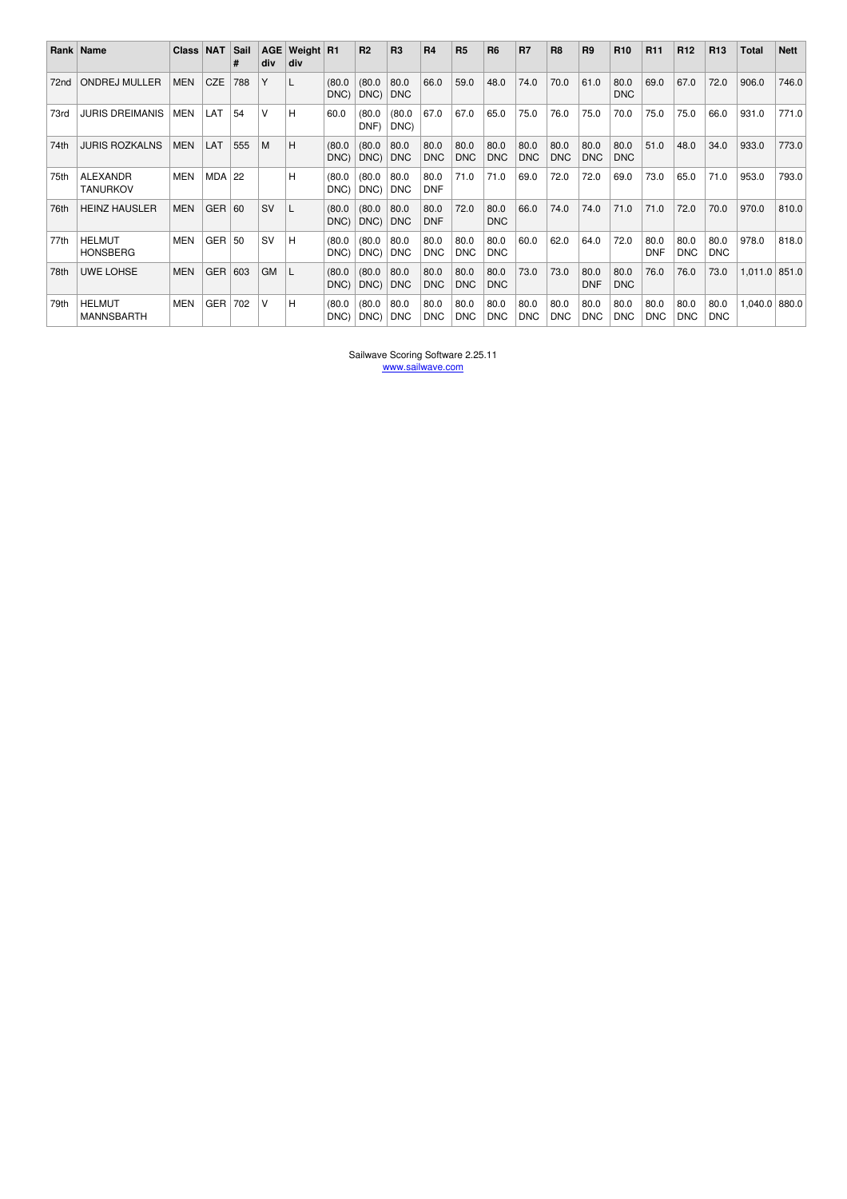| Rank | Name | Class | NAT | Sail # | AGE div | Weight div | R1 | R2 | R3 | R4 | R5 | R6 | R7 | R8 | R9 | R10 | R11 | R12 | R13 | Total | Nett |
|---|---|---|---|---|---|---|---|---|---|---|---|---|---|---|---|---|---|---|---|---|---|
| 72nd | ONDREJ MULLER | MEN | CZE | 788 | Y | L | (80.0 DNC) | (80.0 DNC) | 80.0 DNC | 66.0 | 59.0 | 48.0 | 74.0 | 70.0 | 61.0 | 80.0 DNC | 69.0 | 67.0 | 72.0 | 906.0 | 746.0 |
| 73rd | JURIS DREIMANIS | MEN | LAT | 54 | V | H | 60.0 | (80.0 DNF) | (80.0 DNC) | 67.0 | 67.0 | 65.0 | 75.0 | 76.0 | 75.0 | 70.0 | 75.0 | 75.0 | 66.0 | 931.0 | 771.0 |
| 74th | JURIS ROZKALNS | MEN | LAT | 555 | M | H | (80.0 DNC) | (80.0 DNC) | 80.0 DNC | 80.0 DNC | 80.0 DNC | 80.0 DNC | 80.0 DNC | 80.0 DNC | 80.0 DNC | 80.0 DNC | 51.0 | 48.0 | 34.0 | 933.0 | 773.0 |
| 75th | ALEXANDR TANURKOV | MEN | MDA | 22 | | H | (80.0 DNC) | (80.0 DNC) | 80.0 DNC | 80.0 DNF | 71.0 | 71.0 | 69.0 | 72.0 | 72.0 | 69.0 | 73.0 | 65.0 | 71.0 | 953.0 | 793.0 |
| 76th | HEINZ HAUSLER | MEN | GER | 60 | SV | L | (80.0 DNC) | (80.0 DNC) | 80.0 DNC | 80.0 DNF | 72.0 | 80.0 DNC | 66.0 | 74.0 | 74.0 | 71.0 | 71.0 | 72.0 | 70.0 | 970.0 | 810.0 |
| 77th | HELMUT HONSBERG | MEN | GER | 50 | SV | H | (80.0 DNC) | (80.0 DNC) | 80.0 DNC | 80.0 DNC | 80.0 DNC | 80.0 DNC | 60.0 | 62.0 | 64.0 | 72.0 | 80.0 DNF | 80.0 DNC | 80.0 DNC | 978.0 | 818.0 |
| 78th | UWE LOHSE | MEN | GER | 603 | GM | L | (80.0 DNC) | (80.0 DNC) | 80.0 DNC | 80.0 DNC | 80.0 DNC | 80.0 DNC | 73.0 | 73.0 | 80.0 DNF | 80.0 DNC | 76.0 | 76.0 | 73.0 | 1,011.0 | 851.0 |
| 79th | HELMUT MANNSBARTH | MEN | GER | 702 | V | H | (80.0 DNC) | (80.0 DNC) | 80.0 DNC | 80.0 DNC | 80.0 DNC | 80.0 DNC | 80.0 DNC | 80.0 DNC | 80.0 DNC | 80.0 DNC | 80.0 DNC | 80.0 DNC | 80.0 DNC | 1,040.0 | 880.0 |

Sailwave Scoring Software 2.25.11
www.sailwave.com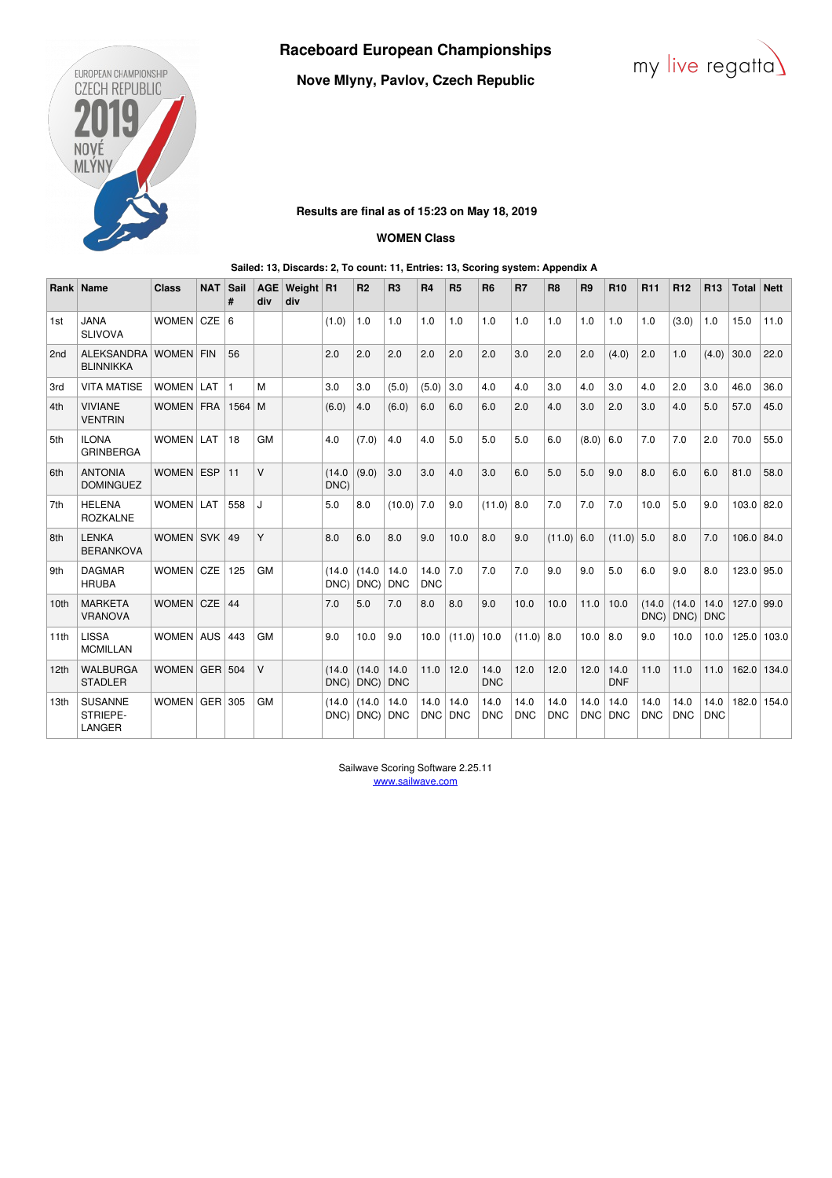# Raceboard European Championships

**Nove Mlyny, Pavlov, Czech Republic**

**Results are final as of 15:23 on May 18, 2019**

**WOMEN Class**

**Sailed: 13, Discards: 2, To count: 11, Entries: 13, Scoring system: Appendix A**

| Rank | Name | Class | NAT | Sail # | AGE div | Weight div | R1 | R2 | R3 | R4 | R5 | R6 | R7 | R8 | R9 | R10 | R11 | R12 | R13 | Total | Nett |
|---|---|---|---|---|---|---|---|---|---|---|---|---|---|---|---|---|---|---|---|---|---|
| 1st | JANA SLIVOVA | WOMEN | CZE | 6 | | | (1.0) | 1.0 | 1.0 | 1.0 | 1.0 | 1.0 | 1.0 | 1.0 | 1.0 | 1.0 | 1.0 | (3.0) | 1.0 | 15.0 | 11.0 |
| 2nd | ALEKSANDRA BLINNIKKA | WOMEN | FIN | 56 | | | 2.0 | 2.0 | 2.0 | 2.0 | 2.0 | 2.0 | 3.0 | 2.0 | 2.0 | (4.0) | 2.0 | 1.0 | (4.0) | 30.0 | 22.0 |
| 3rd | VITA MATISE | WOMEN | LAT | 1 | M | | 3.0 | 3.0 | (5.0) | (5.0) | 3.0 | 4.0 | 4.0 | 3.0 | 4.0 | 3.0 | 4.0 | 2.0 | 3.0 | 46.0 | 36.0 |
| 4th | VIVIANE VENTRIN | WOMEN | FRA | 1564 | M | | (6.0) | 4.0 | (6.0) | 6.0 | 6.0 | 6.0 | 2.0 | 4.0 | 3.0 | 2.0 | 3.0 | 4.0 | 5.0 | 57.0 | 45.0 |
| 5th | ILONA GRINBERGA | WOMEN | LAT | 18 | GM | | 4.0 | (7.0) | 4.0 | 4.0 | 5.0 | 5.0 | 5.0 | 6.0 | (8.0) | 6.0 | 7.0 | 7.0 | 2.0 | 70.0 | 55.0 |
| 6th | ANTONIA DOMINGUEZ | WOMEN | ESP | 11 | V | | (14.0 DNC) | (9.0) | 3.0 | 3.0 | 4.0 | 3.0 | 6.0 | 5.0 | 5.0 | 9.0 | 8.0 | 6.0 | 6.0 | 81.0 | 58.0 |
| 7th | HELENA ROZKALNE | WOMEN | LAT | 558 | J | | 5.0 | 8.0 | (10.0) | 7.0 | 9.0 | (11.0) | 8.0 | 7.0 | 7.0 | 7.0 | 10.0 | 5.0 | 9.0 | 103.0 | 82.0 |
| 8th | LENKA BERANKOVA | WOMEN | SVK | 49 | Y | | 8.0 | 6.0 | 8.0 | 9.0 | 10.0 | 8.0 | 9.0 | (11.0) | 6.0 | (11.0) | 5.0 | 8.0 | 7.0 | 106.0 | 84.0 |
| 9th | DAGMAR HRUBA | WOMEN | CZE | 125 | GM | | (14.0 DNC) | (14.0 DNC) | 14.0 DNC | 14.0 DNC | 7.0 | 7.0 | 7.0 | 9.0 | 9.0 | 5.0 | 6.0 | 9.0 | 8.0 | 123.0 | 95.0 |
| 10th | MARKETA VRANOVA | WOMEN | CZE | 44 | | | 7.0 | 5.0 | 7.0 | 8.0 | 8.0 | 9.0 | 10.0 | 10.0 | 11.0 | 10.0 | (14.0 DNC) | (14.0 DNC) | 14.0 DNC | 127.0 | 99.0 |
| 11th | LISSA MCMILLAN | WOMEN | AUS | 443 | GM | | 9.0 | 10.0 | 9.0 | 10.0 | (11.0) | 10.0 | (11.0) | 8.0 | 10.0 | 8.0 | 9.0 | 10.0 | 10.0 | 125.0 | 103.0 |
| 12th | WALBURGA STADLER | WOMEN | GER | 504 | V | | (14.0 DNC) | (14.0 DNC) | 14.0 DNC | 11.0 | 12.0 | 14.0 DNC | 12.0 | 12.0 | 12.0 | 14.0 DNF | 11.0 | 11.0 | 11.0 | 162.0 | 134.0 |
| 13th | SUSANNE STRIEPE-LANGER | WOMEN | GER | 305 | GM | | (14.0 DNC) | (14.0 DNC) | 14.0 DNC | 14.0 DNC | 14.0 DNC | 14.0 DNC | 14.0 DNC | 14.0 DNC | 14.0 DNC | 14.0 DNC | 14.0 DNC | 14.0 DNC | 14.0 DNC | 182.0 | 154.0 |

Sailwave Scoring Software 2.25.11
www.sailwave.com